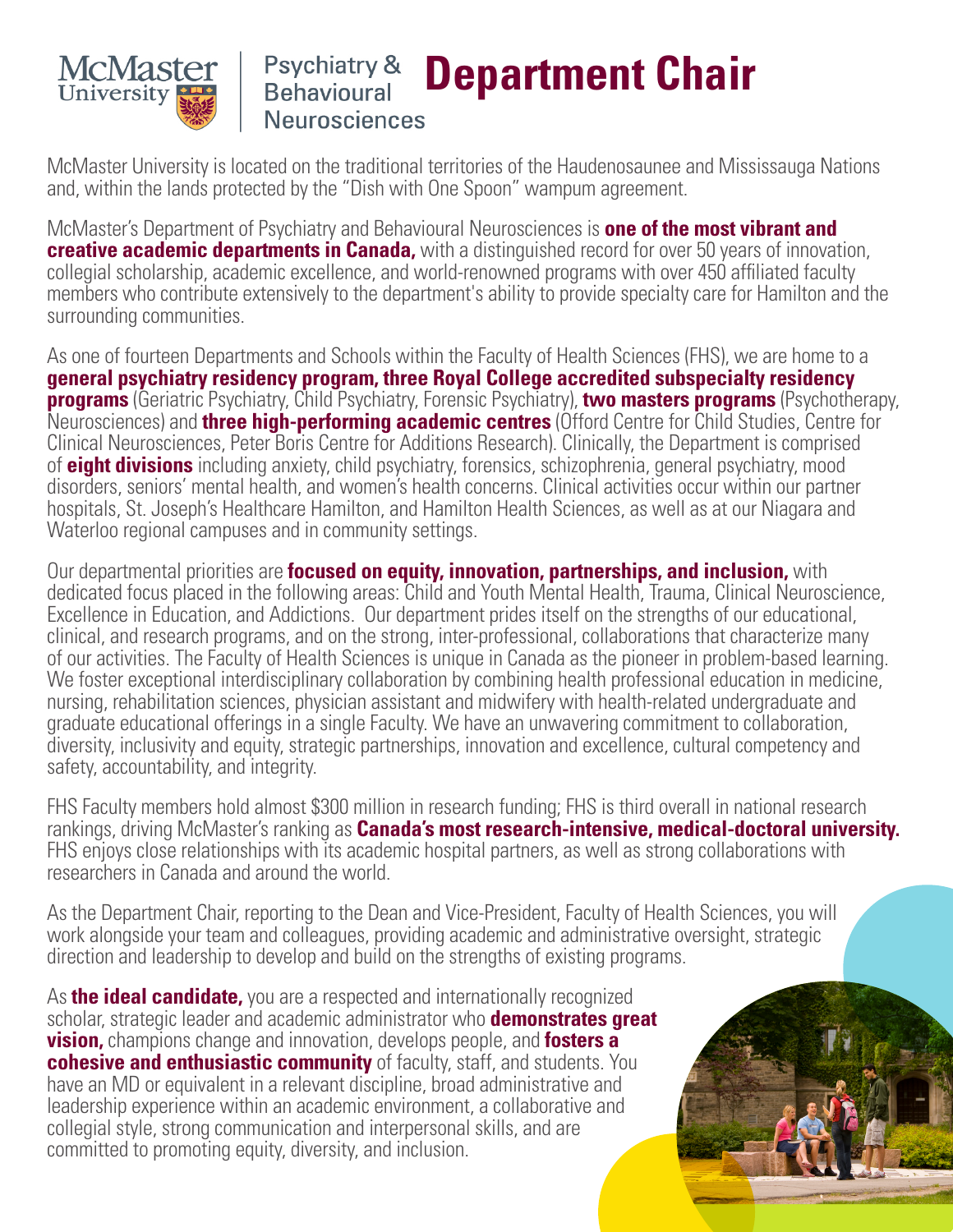McMaster University | Psychiatry & Behavioural Neurosciences

# Department Chair

McMaster University is located on the traditional territories of the Haudenosaunee and Mississauga Nations and, within the lands protected by the "Dish with One Spoon" wampum agreement.

McMaster's Department of Psychiatry and Behavioural Neurosciences is **one of the most vibrant and creative academic departments in Canada,** with a distinguished record for over 50 years of innovation, collegial scholarship, academic excellence, and world-renowned programs with over 450 affiliated faculty members who contribute extensively to the department's ability to provide specialty care for Hamilton and the surrounding communities.

As one of fourteen Departments and Schools within the Faculty of Health Sciences (FHS), we are home to a **general psychiatry residency program, three Royal College accredited subspecialty residency programs** (Geriatric Psychiatry, Child Psychiatry, Forensic Psychiatry), **two masters programs** (Psychotherapy, Neurosciences) and **three high-performing academic centres** (Offord Centre for Child Studies, Centre for Clinical Neurosciences, Peter Boris Centre for Additions Research). Clinically, the Department is comprised of **eight divisions** including anxiety, child psychiatry, forensics, schizophrenia, general psychiatry, mood disorders, seniors' mental health, and women's health concerns. Clinical activities occur within our partner hospitals, St. Joseph's Healthcare Hamilton, and Hamilton Health Sciences, as well as at our Niagara and Waterloo regional campuses and in community settings.

Our departmental priorities are **focused on equity, innovation, partnerships, and inclusion,** with dedicated focus placed in the following areas: Child and Youth Mental Health, Trauma, Clinical Neuroscience, Excellence in Education, and Addictions. Our department prides itself on the strengths of our educational, clinical, and research programs, and on the strong, inter-professional, collaborations that characterize many of our activities. The Faculty of Health Sciences is unique in Canada as the pioneer in problem-based learning. We foster exceptional interdisciplinary collaboration by combining health professional education in medicine, nursing, rehabilitation sciences, physician assistant and midwifery with health-related undergraduate and graduate educational offerings in a single Faculty. We have an unwavering commitment to collaboration, diversity, inclusivity and equity, strategic partnerships, innovation and excellence, cultural competency and safety, accountability, and integrity.

FHS Faculty members hold almost $300 million in research funding; FHS is third overall in national research rankings, driving McMaster's ranking as **Canada's most research-intensive, medical-doctoral university.** FHS enjoys close relationships with its academic hospital partners, as well as strong collaborations with researchers in Canada and around the world.

As the Department Chair, reporting to the Dean and Vice-President, Faculty of Health Sciences, you will work alongside your team and colleagues, providing academic and administrative oversight, strategic direction and leadership to develop and build on the strengths of existing programs.

As **the ideal candidate,** you are a respected and internationally recognized scholar, strategic leader and academic administrator who **demonstrates great vision,** champions change and innovation, develops people, and **fosters a cohesive and enthusiastic community** of faculty, staff, and students. You have an MD or equivalent in a relevant discipline, broad administrative and leadership experience within an academic environment, a collaborative and collegial style, strong communication and interpersonal skills, and are committed to promoting equity, diversity, and inclusion.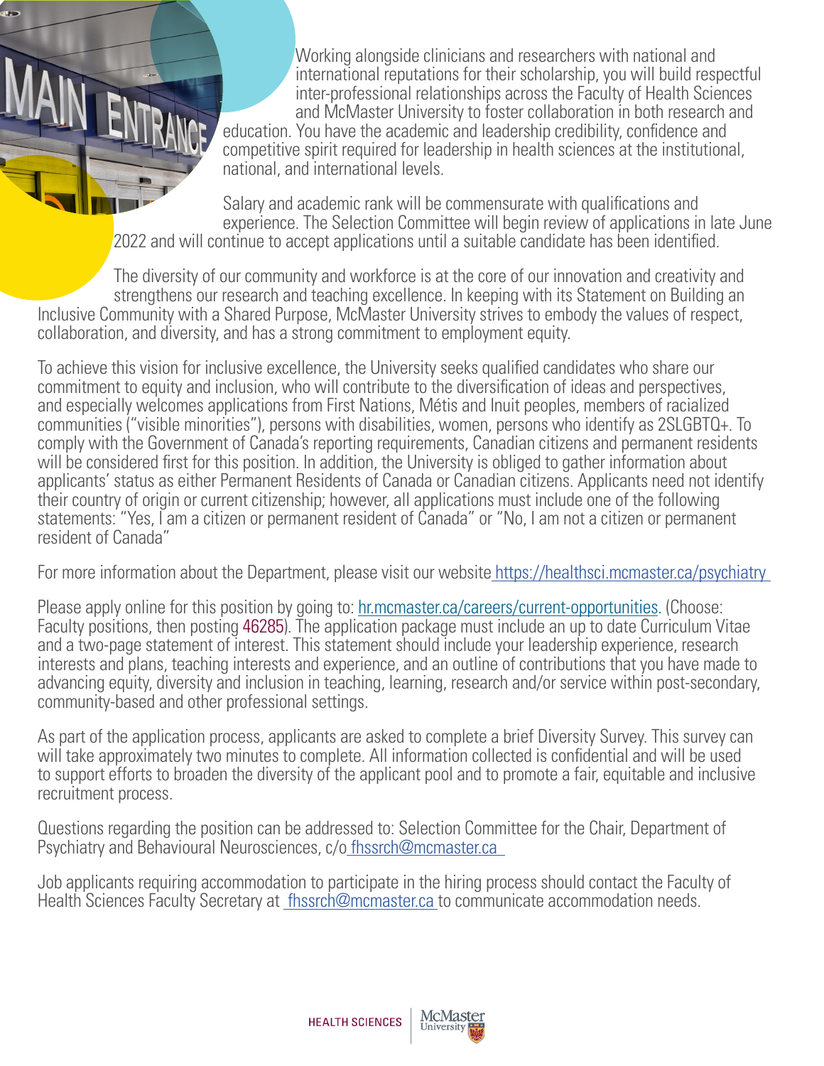Working alongside clinicians and researchers with national and international reputations for their scholarship, you will build respectful inter-professional relationships across the Faculty of Health Sciences and McMaster University to foster collaboration in both research and education. You have the academic and leadership credibility, confidence and competitive spirit required for leadership in health sciences at the institutional, national, and international levels.

Salary and academic rank will be commensurate with qualifications and experience. The Selection Committee will begin review of applications in late June 2022 and will continue to accept applications until a suitable candidate has been identified.

The diversity of our community and workforce is at the core of our innovation and creativity and strengthens our research and teaching excellence. In keeping with its Statement on Building an Inclusive Community with a Shared Purpose, McMaster University strives to embody the values of respect, collaboration, and diversity, and has a strong commitment to employment equity.

To achieve this vision for inclusive excellence, the University seeks qualified candidates who share our commitment to equity and inclusion, who will contribute to the diversification of ideas and perspectives, and especially welcomes applications from First Nations, Métis and Inuit peoples, members of racialized communities ("visible minorities"), persons with disabilities, women, persons who identify as 2SLGBTQ+. To comply with the Government of Canada's reporting requirements, Canadian citizens and permanent residents will be considered first for this position. In addition, the University is obliged to gather information about applicants' status as either Permanent Residents of Canada or Canadian citizens. Applicants need not identify their country of origin or current citizenship; however, all applications must include one of the following statements: "Yes, I am a citizen or permanent resident of Canada" or "No, I am not a citizen or permanent resident of Canada"

For more information about the Department, please visit our website https://healthsci.mcmaster.ca/psychiatry

Please apply online for this position by going to: hr.mcmaster.ca/careers/current-opportunities. (Choose: Faculty positions, then posting 46285). The application package must include an up to date Curriculum Vitae and a two-page statement of interest. This statement should include your leadership experience, research interests and plans, teaching interests and experience, and an outline of contributions that you have made to advancing equity, diversity and inclusion in teaching, learning, research and/or service within post-secondary, community-based and other professional settings.

As part of the application process, applicants are asked to complete a brief Diversity Survey. This survey can will take approximately two minutes to complete. All information collected is confidential and will be used to support efforts to broaden the diversity of the applicant pool and to promote a fair, equitable and inclusive recruitment process.

Questions regarding the position can be addressed to: Selection Committee for the Chair, Department of Psychiatry and Behavioural Neurosciences, c/o fhssrch@mcmaster.ca

Job applicants requiring accommodation to participate in the hiring process should contact the Faculty of Health Sciences Faculty Secretary at fhssrch@mcmaster.ca to communicate accommodation needs.

HEALTH SCIENCES | McMaster University